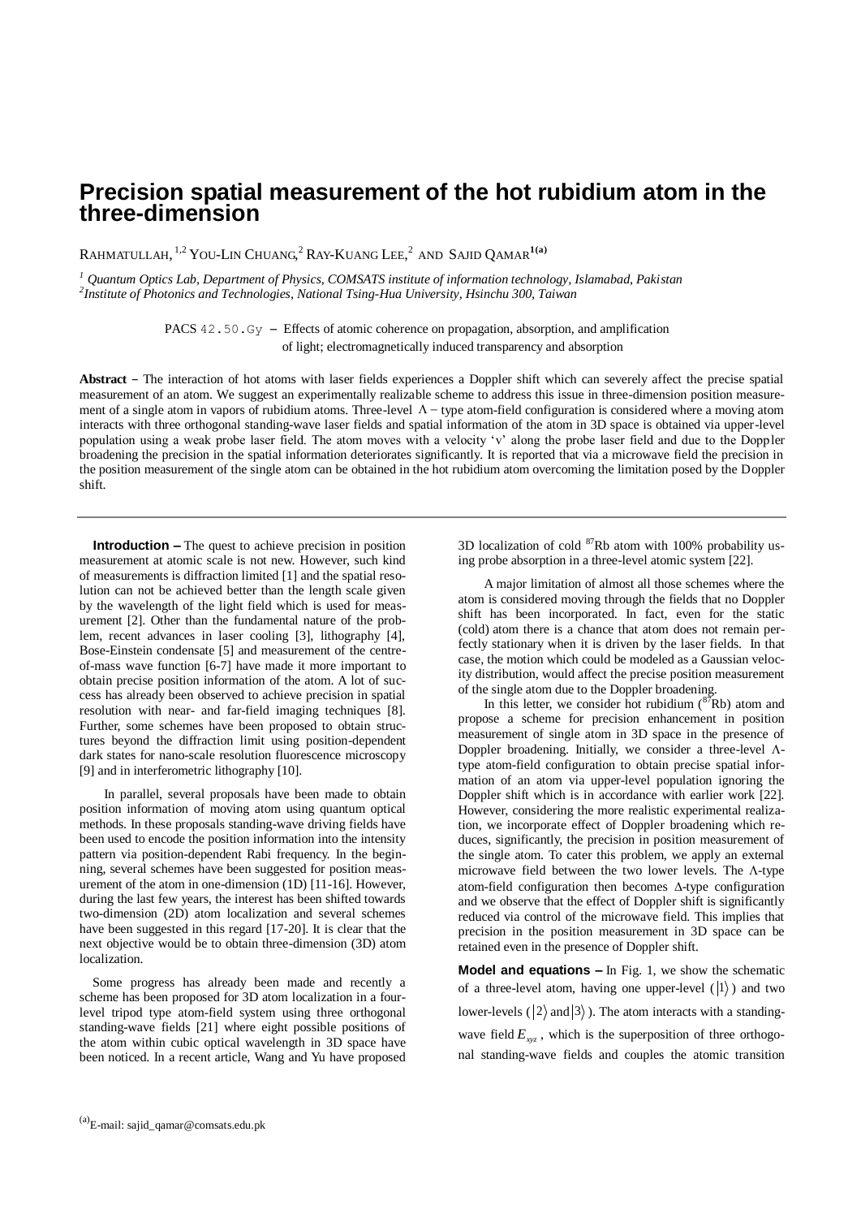# Precision spatial measurement of the hot rubidium atom in the three-dimension

RAHMATULLAH,[1,2] YOU-LIN CHUANG,[2] RAY-KUANG LEE,[2] AND SAJID QAMAR[1(a)]

[1] *Quantum Optics Lab, Department of Physics, COMSATS institute of information technology, Islamabad, Pakistan*
[2] *Institute of Photonics and Technologies, National Tsing-Hua University, Hsinchu 300, Taiwan*

PACS 42.50.Gy – Effects of atomic coherence on propagation, absorption, and amplification of light; electromagnetically induced transparency and absorption

**Abstract** – The interaction of hot atoms with laser fields experiences a Doppler shift which can severely affect the precise spatial measurement of an atom. We suggest an experimentally realizable scheme to address this issue in three-dimension position measurement of a single atom in vapors of rubidium atoms. Three-level $\Lambda-$ type atom-field configuration is considered where a moving atom interacts with three orthogonal standing-wave laser fields and spatial information of the atom in 3D space is obtained via upper-level population using a weak probe laser field. The atom moves with a velocity 'v' along the probe laser field and due to the Doppler broadening the precision in the spatial information deteriorates significantly. It is reported that via a microwave field the precision in the position measurement of the single atom can be obtained in the hot rubidium atom overcoming the limitation posed by the Doppler shift.

**Introduction –** The quest to achieve precision in position measurement at atomic scale is not new. However, such kind of measurements is diffraction limited [1] and the spatial resolution can not be achieved better than the length scale given by the wavelength of the light field which is used for measurement [2]. Other than the fundamental nature of the problem, recent advances in laser cooling [3], lithography [4], Bose-Einstein condensate [5] and measurement of the centre-of-mass wave function [6-7] have made it more important to obtain precise position information of the atom. A lot of success has already been observed to achieve precision in spatial resolution with near- and far-field imaging techniques [8]. Further, some schemes have been proposed to obtain structures beyond the diffraction limit using position-dependent dark states for nano-scale resolution fluorescence microscopy [9] and in interferometric lithography [10].

In parallel, several proposals have been made to obtain position information of moving atom using quantum optical methods. In these proposals standing-wave driving fields have been used to encode the position information into the intensity pattern via position-dependent Rabi frequency. In the beginning, several schemes have been suggested for position measurement of the atom in one-dimension (1D) [11-16]. However, during the last few years, the interest has been shifted towards two-dimension (2D) atom localization and several schemes have been suggested in this regard [17-20]. It is clear that the next objective would be to obtain three-dimension (3D) atom localization.

Some progress has already been made and recently a scheme has been proposed for 3D atom localization in a four-level tripod type atom-field system using three orthogonal standing-wave fields [21] where eight possible positions of the atom within cubic optical wavelength in 3D space have been noticed. In a recent article, Wang and Yu have proposed 3D localization of cold $^{87}$Rb atom with 100% probability using probe absorption in a three-level atomic system [22].

A major limitation of almost all those schemes where the atom is considered moving through the fields that no Doppler shift has been incorporated. In fact, even for the static (cold) atom there is a chance that atom does not remain perfectly stationary when it is driven by the laser fields. In that case, the motion which could be modeled as a Gaussian velocity distribution, would affect the precise position measurement of the single atom due to the Doppler broadening.

In this letter, we consider hot rubidium ($^{87}$Rb) atom and propose a scheme for precision enhancement in position measurement of single atom in 3D space in the presence of Doppler broadening. Initially, we consider a three-level $\Lambda$-type atom-field configuration to obtain precise spatial information of an atom via upper-level population ignoring the Doppler shift which is in accordance with earlier work [22]. However, considering the more realistic experimental realization, we incorporate effect of Doppler broadening which reduces, significantly, the precision in position measurement of the single atom. To cater this problem, we apply an external microwave field between the two lower levels. The $\Lambda$-type atom-field configuration then becomes $\Delta$-type configuration and we observe that the effect of Doppler shift is significantly reduced via control of the microwave field. This implies that precision in the position measurement in 3D space can be retained even in the presence of Doppler shift.

**Model and equations –** In Fig. 1, we show the schematic of a three-level atom, having one upper-level ($|1\rangle$) and two lower-levels ($|2\rangle$ and $|3\rangle$). The atom interacts with a standing-wave field $E_{xyz}$, which is the superposition of three orthogonal standing-wave fields and couples the atomic transition

(a) E-mail: sajid_qamar@comsats.edu.pk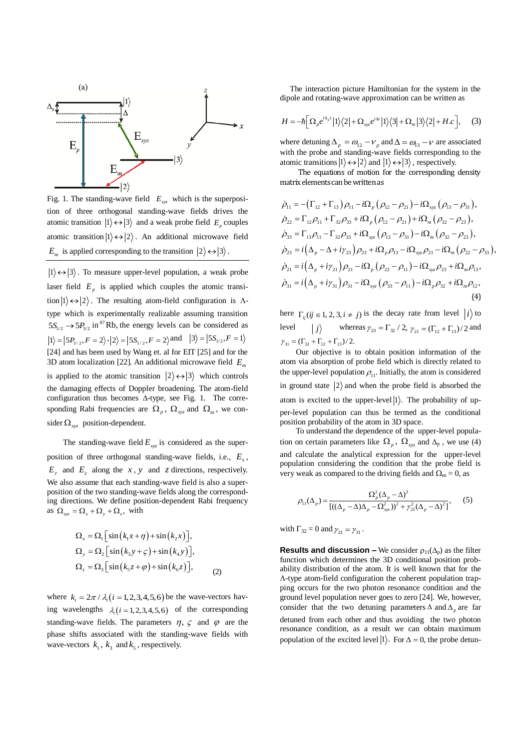Fig. 1. The standing-wave field $E_{xyz}$ which is the superposition of three orthogonal standing-wave fields drives the atomic transition $|1\rangle \leftrightarrow |3\rangle$ and a weak probe field $E_p$ couples atomic transition $|1\rangle \leftrightarrow |2\rangle$. An additional microwave field $E_m$ is applied corresponding to the transition $|2\rangle \leftrightarrow |3\rangle$.

$|1\rangle \leftrightarrow |3\rangle$. To measure upper-level population, a weak probe laser field $E_p$ is applied which couples the atomic transition $|1\rangle \leftrightarrow |2\rangle$. The resulting atom-field configuration is Λ-type which is experimentally realizable assuming transition $5S_{1/2} \rightarrow 5P_{3/2}$ in $^{87}$Rb, the energy levels can be considered as $|1\rangle = |5P_{3/2}, F=2\rangle, |2\rangle = |5S_{1/2}, F=2\rangle$ and $|3\rangle = |5S_{1/2}, F=1\rangle$ [24] and has been used by Wang et. al for EIT [25] and for the 3D atom localization [22]. An additional microwave field $E_m$ is applied to the atomic transition $|2\rangle \leftrightarrow |3\rangle$ which controls the damaging effects of Doppler broadening. The atom-field configuration thus becomes Δ-type, see Fig. 1. The corresponding Rabi frequencies are $\Omega_p$, $\Omega_{xyz}$ and $\Omega_m$, we consider $\Omega_{xyz}$ position-dependent.

The standing-wave field $E_{xyz}$ is considered as the superposition of three orthogonal standing-wave fields, i.e., $E_x$, $E_y$ and $E_z$ along the $x, y$ and $z$ directions, respectively. We also assume that each standing-wave field is also a superposition of the two standing-wave fields along the corresponding directions. We define position-dependent Rabi frequency as $\Omega_{xyz} = \Omega_x + \Omega_y + \Omega_z$, with

$$
\begin{aligned}
\Omega_x &= \Omega_1\left[\sin(k_1 x + \eta) + \sin(k_2 x)\right],\\
\Omega_y &= \Omega_2\left[\sin(k_3 y + \varsigma) + \sin(k_4 y)\right],\\
\Omega_z &= \Omega_3\left[\sin(k_5 z + \varphi) + \sin(k_6 z)\right],
\end{aligned}
\tag{2}
$$

where $k_i = 2\pi/\lambda_i (i = 1,2,3,4,5,6)$ be the wave-vectors having wavelengths $\lambda_i (i = 1,2,3,4,5,6)$ of the corresponding standing-wave fields. The parameters $\eta$, $\varsigma$ and $\varphi$ are the phase shifts associated with the standing-wave fields with wave-vectors $k_1$, $k_3$ and $k_5$, respectively.

The interaction picture Hamiltonian for the system in the dipole and rotating-wave approximation can be written as

$$
H = -\hbar\left[\Omega_p e^{i\Delta_p t}|1\rangle\langle 2| + \Omega_{xyz} e^{i\Delta t}|1\rangle\langle 3| + \Omega_m |3\rangle\langle 2| + H.c\right], \tag{3}
$$

where detuning $\Delta_p = \omega_{12} - \nu_p$ and $\Delta = \omega_{13} - \nu$ are associated with the probe and standing-wave fields corresponding to the atomic transitions $|1\rangle \leftrightarrow |2\rangle$ and $|1\rangle \leftrightarrow |3\rangle$, respectively.

The equations of motion for the corresponding density matrix elements can be written as

$$
\begin{aligned}
\dot{\rho}_{11} &= -(\Gamma_{12} + \Gamma_{13})\rho_{11} - i\Omega_p(\rho_{12} - \rho_{21}) - i\Omega_{xyz}(\rho_{13} - \rho_{31}),\\
\dot{\rho}_{22} &= \Gamma_{12}\rho_{11} + \Gamma_{32}\rho_{33} + i\Omega_p(\rho_{12} - \rho_{21}) + i\Omega_m(\rho_{32} - \rho_{23}),\\
\dot{\rho}_{33} &= \Gamma_{13}\rho_{11} - \Gamma_{32}\rho_{33} + i\Omega_{xyz}(\rho_{13} - \rho_{31}) - i\Omega_m(\rho_{32} - \rho_{23}),\\
\dot{\rho}_{23} &= i(\Delta_p - \Delta + i\gamma_{23})\rho_{23} + i\Omega_p\rho_{13} - i\Omega_{xyz}\rho_{21} - i\Omega_m(\rho_{22} - \rho_{33}),\\
\dot{\rho}_{21} &= i(\Delta_p + i\gamma_{21})\rho_{21} - i\Omega_p(\rho_{22} - \rho_{11}) - i\Omega_{xyz}\rho_{23} + i\Omega_m\rho_{13},\\
\dot{\rho}_{31} &= i(\Delta_p + i\gamma_{31})\rho_{31} - i\Omega_{xyz}(\rho_{33} - \rho_{11}) - i\Omega_p\rho_{32} + i\Omega_m\rho_{12},
\end{aligned}
\tag{4}
$$

here $\Gamma_{ij} (ij \in 1,2,3, i \neq j)$ is the decay rate from level $|i\rangle$ to level $|j\rangle$ whereas $\gamma_{23} = \Gamma_{32}/2$, $\gamma_{21} = (\Gamma_{12} + \Gamma_{13})/2$ and $\gamma_{31} = (\Gamma_{32} + \Gamma_{12} + \Gamma_{13})/2$.

Our objective is to obtain position information of the atom via absorption of probe field which is directly related to the upper-level population $\rho_{11}$. Initially, the atom is considered in ground state $|2\rangle$ and when the probe field is absorbed the atom is excited to the upper-level $|1\rangle$. The probability of upper-level population can thus be termed as the conditional position probability of the atom in 3D space.

To understand the dependence of the upper-level population on certain parameters like $\Omega_p$, $\Omega_{xyz}$ and $\Delta_p$, we use (4) and calculate the analytical expression for the upper-level population considering the condition that the probe field is very weak as compared to the driving fields and $\Omega_m = 0$, as

$$
\rho_{11}(\Delta_p) = \frac{\Omega_p^2(\Delta_p - \Delta)^2}{[((\Delta_p - \Delta)\Delta_p - \Omega_{xyz}^2))^2 + \gamma_{21}^2(\Delta_p - \Delta)^2]}, \tag{5}
$$

with $\Gamma_{32} = 0$ and $\gamma_{21} = \gamma_{31}$.

**Results and discussion –** We consider $\rho_{11}(\Delta_p)$ as the filter function which determines the 3D conditional position probability distribution of the atom. It is well known that for the Λ-type atom-field configuration the coherent population trapping occurs for the two photon resonance condition and the ground level population never goes to zero [24]. We, however, consider that the two detuning parameters $\Delta$ and $\Delta_p$ are far detuned from each other and thus avoiding the two photon resonance condition, as a result we can obtain maximum population of the excited level $|1\rangle$. For $\Delta = 0$, the probe detun-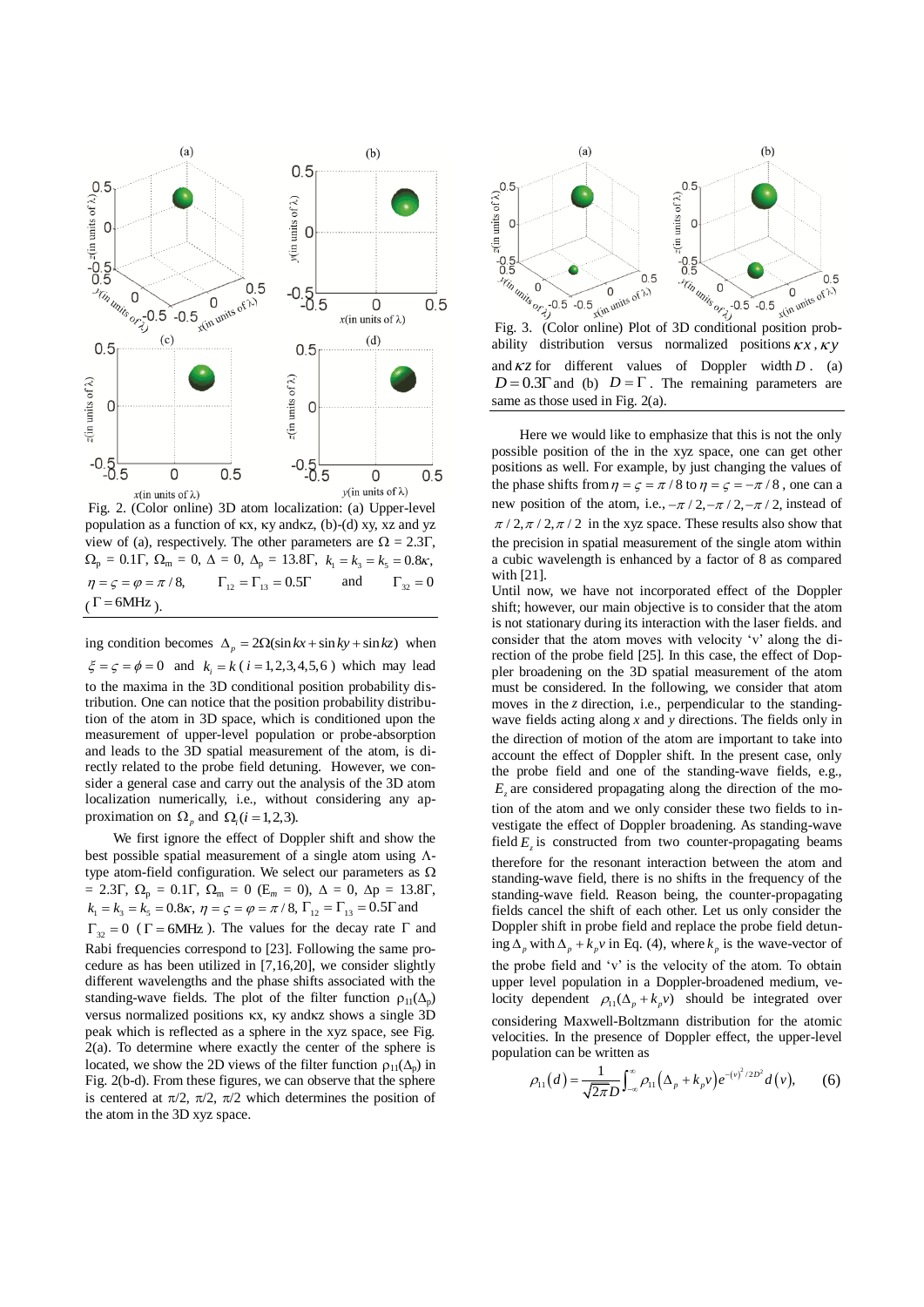Fig. 2. (Color online) 3D atom localization: (a) Upper-level population as a function of κx, κy andκz, (b)-(d) xy, xz and yz view of (a), respectively. The other parameters are $\Omega = 2.3\Gamma$, $\Omega_p = 0.1\Gamma$, $\Omega_m = 0$, $\Delta = 0$, $\Delta_p = 13.8\Gamma$, $k_1 = k_3 = k_5 = 0.8\kappa$, $\eta = \varsigma = \varphi = \pi/8$, $\Gamma_{12} = \Gamma_{13} = 0.5\Gamma$ and $\Gamma_{32} = 0$ ($\Gamma = 6\text{MHz}$).

ing condition becomes $\Delta_p = 2\Omega(\sin kx + \sin ky + \sin kz)$ when $\xi = \varsigma = \phi = 0$ and $k_i = k$ ($i = 1,2,3,4,5,6$) which may lead to the maxima in the 3D conditional position probability distribution. One can notice that the position probability distribution of the atom in 3D space, which is conditioned upon the measurement of upper-level population or probe-absorption and leads to the 3D spatial measurement of the atom, is directly related to the probe field detuning. However, we consider a general case and carry out the analysis of the 3D atom localization numerically, i.e., without considering any approximation on $\Omega_p$ and $\Omega_i (i = 1,2,3)$.

We first ignore the effect of Doppler shift and show the best possible spatial measurement of a single atom using Λ-type atom-field configuration. We select our parameters as $\Omega = 2.3\Gamma$, $\Omega_p = 0.1\Gamma$, $\Omega_m = 0$ ($E_m = 0$), $\Delta = 0$, $\Delta p = 13.8\Gamma$, $k_1 = k_3 = k_5 = 0.8\kappa$, $\eta = \varsigma = \varphi = \pi/8$, $\Gamma_{12} = \Gamma_{13} = 0.5\Gamma$ and $\Gamma_{32} = 0$ ($\Gamma = 6\text{MHz}$). The values for the decay rate Γ and Rabi frequencies correspond to [23]. Following the same procedure as has been utilized in [7,16,20], we consider slightly different wavelengths and the phase shifts associated with the standing-wave fields. The plot of the filter function $\rho_{11}(\Delta_p)$ versus normalized positions κx, κy andκz shows a single 3D peak which is reflected as a sphere in the xyz space, see Fig. 2(a). To determine where exactly the center of the sphere is located, we show the 2D views of the filter function $\rho_{11}(\Delta_p)$ in Fig. 2(b-d). From these figures, we can observe that the sphere is centered at π/2, π/2, π/2 which determines the position of the atom in the 3D xyz space.

Fig. 3. (Color online) Plot of 3D conditional position probability distribution versus normalized positions $\kappa x$, $\kappa y$ and $\kappa z$ for different values of Doppler width $D$. (a) $D = 0.3\Gamma$ and (b) $D = \Gamma$. The remaining parameters are same as those used in Fig. 2(a).

Here we would like to emphasize that this is not the only possible position of the in the xyz space, one can get other positions as well. For example, by just changing the values of the phase shifts from $\eta = \varsigma = \pi/8$ to $\eta = \varsigma = -\pi/8$, one can a new position of the atom, i.e., $-\pi/2, -\pi/2, -\pi/2$, instead of $\pi/2, \pi/2, \pi/2$ in the xyz space. These results also show that the precision in spatial measurement of the single atom within a cubic wavelength is enhanced by a factor of 8 as compared with [21].

Until now, we have not incorporated effect of the Doppler shift; however, our main objective is to consider that the atom is not stationary during its interaction with the laser fields. and consider that the atom moves with velocity 'v' along the direction of the probe field [25]. In this case, the effect of Doppler broadening on the 3D spatial measurement of the atom must be considered. In the following, we consider that atom moves in the *z* direction, i.e., perpendicular to the standing-wave fields acting along *x* and *y* directions. The fields only in the direction of motion of the atom are important to take into account the effect of Doppler shift. In the present case, only the probe field and one of the standing-wave fields, e.g., $E_z$ are considered propagating along the direction of the motion of the atom and we only consider these two fields to investigate the effect of Doppler broadening. As standing-wave field $E_z$ is constructed from two counter-propagating beams therefore for the resonant interaction between the atom and standing-wave field, there is no shifts in the frequency of the standing-wave field. Reason being, the counter-propagating fields cancel the shift of each other. Let us only consider the Doppler shift in probe field and replace the probe field detuning $\Delta_p$ with $\Delta_p + k_p v$ in Eq. (4), where $k_p$ is the wave-vector of the probe field and 'v' is the velocity of the atom. To obtain upper level population in a Doppler-broadened medium, velocity dependent $\rho_{11}(\Delta_p + k_p v)$ should be integrated over considering Maxwell-Boltzmann distribution for the atomic velocities. In the presence of Doppler effect, the upper-level population can be written as

$$\rho_{11}(d) = \frac{1}{\sqrt{2\pi}D}\int_{-\infty}^{\infty} \rho_{11}\left(\Delta_p + k_p v\right) e^{-(v)^2/2D^2} d(v), \qquad (6)$$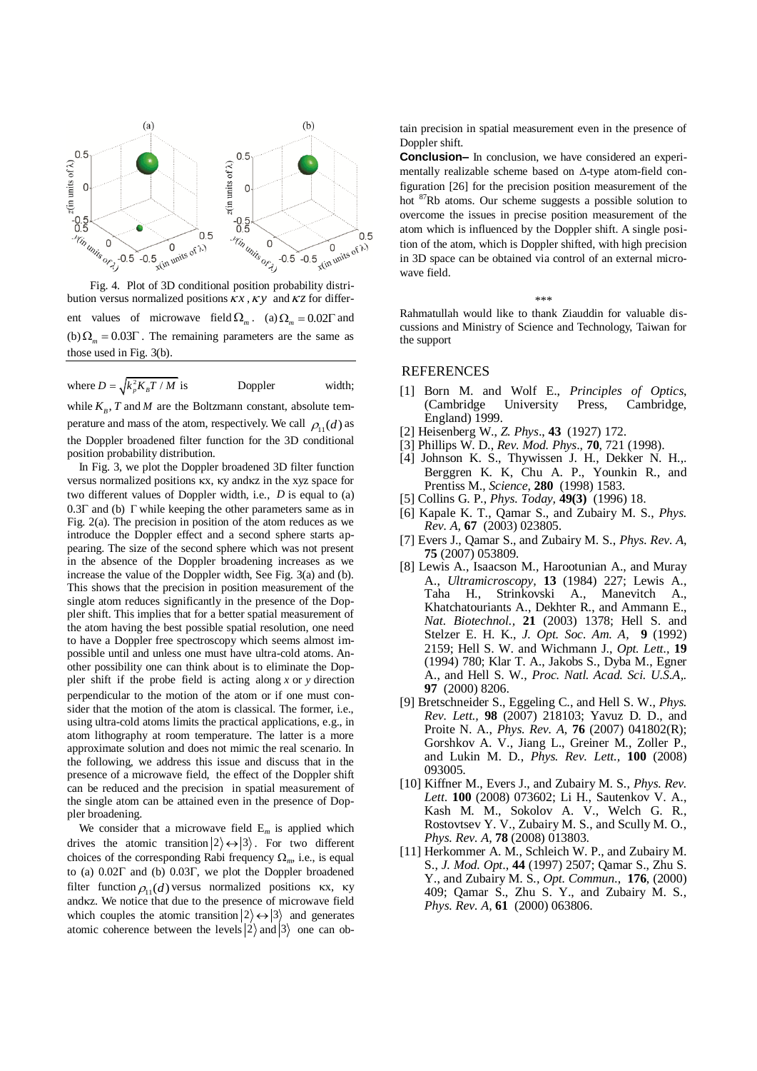Fig. 4. Plot of 3D conditional position probability distribution versus normalized positions $\kappa x$, $\kappa y$ and $\kappa z$ for different values of microwave field $\Omega_m$. (a) $\Omega_m = 0.02\Gamma$ and (b) $\Omega_m = 0.03\Gamma$. The remaining parameters are the same as those used in Fig. 3(b).

where $D = \sqrt{k_p^2 K_B T / M}$ is Doppler width; while $K_B$, $T$ and $M$ are the Boltzmann constant, absolute temperature and mass of the atom, respectively. We call $\rho_{11}(d)$ as the Doppler broadened filter function for the 3D conditional position probability distribution.

In Fig. 3, we plot the Doppler broadened 3D filter function versus normalized positions κx, κy andκz in the xyz space for two different values of Doppler width, i.e., $D$ is equal to (a) 0.3Γ and (b) Γ while keeping the other parameters same as in Fig. 2(a). The precision in position of the atom reduces as we introduce the Doppler effect and a second sphere starts appearing. The size of the second sphere which was not present in the absence of the Doppler broadening increases as we increase the value of the Doppler width, See Fig. 3(a) and (b). This shows that the precision in position measurement of the single atom reduces significantly in the presence of the Doppler shift. This implies that for a better spatial measurement of the atom having the best possible spatial resolution, one need to have a Doppler free spectroscopy which seems almost impossible until and unless one must have ultra-cold atoms. Another possibility one can think about is to eliminate the Doppler shift if the probe field is acting along $x$ or $y$ direction perpendicular to the motion of the atom or if one must consider that the motion of the atom is classical. The former, i.e., using ultra-cold atoms limits the practical applications, e.g., in atom lithography at room temperature. The latter is a more approximate solution and does not mimic the real scenario. In the following, we address this issue and discuss that in the presence of a microwave field, the effect of the Doppler shift can be reduced and the precision in spatial measurement of the single atom can be attained even in the presence of Doppler broadening.

We consider that a microwave field $E_m$ is applied which drives the atomic transition $|2\rangle \leftrightarrow |3\rangle$. For two different choices of the corresponding Rabi frequency $\Omega_m$, i.e., is equal to (a) 0.02Γ and (b) 0.03Γ, we plot the Doppler broadened filter function $\rho_{11}(d)$ versus normalized positions κx, κy andκz. We notice that due to the presence of microwave field which couples the atomic transition $|2\rangle \leftrightarrow |3\rangle$ and generates atomic coherence between the levels $|2\rangle$ and $|3\rangle$ one can obtain precision in spatial measurement even in the presence of Doppler shift.

**Conclusion–** In conclusion, we have considered an experimentally realizable scheme based on Δ-type atom-field configuration [26] for the precision position measurement of the hot $^{87}$Rb atoms. Our scheme suggests a possible solution to overcome the issues in precise position measurement of the atom which is influenced by the Doppler shift. A single position of the atom, which is Doppler shifted, with high precision in 3D space can be obtained via control of an external microwave field.

\*\*\*

Rahmatullah would like to thank Ziauddin for valuable discussions and Ministry of Science and Technology, Taiwan for the support

## REFERENCES

[1] Born M. and Wolf E., *Principles of Optics*, (Cambridge University Press, Cambridge, England) 1999.

[2] Heisenberg W., *Z. Phys*., **43** (1927) 172.

[3] Phillips W. D., *Rev. Mod. Phys*., **70**, 721 (1998).

[4] Johnson K. S., Thywissen J. H., Dekker N. H.,. Berggren K. K, Chu A. P., Younkin R., and Prentiss M., *Science*, **280** (1998) 1583.

[5] Collins G. P., *Phys. Today,* **49(3)** (1996) 18.

[6] Kapale K. T., Qamar S., and Zubairy M. S., *Phys. Rev. A*, **67** (2003) 023805.

[7] Evers J., Qamar S., and Zubairy M. S., *Phys. Rev. A*, **75** (2007) 053809.

[8] Lewis A., Isaacson M., Harootunian A., and Muray A., *Ultramicroscopy,* **13** (1984) 227; Lewis A., Taha H., Strinkovski A., Manevitch A., Khatchatouriants A., Dekhter R., and Ammann E., *Nat. Biotechnol.,* **21** (2003) 1378; Hell S. and Stelzer E. H. K., *J. Opt. Soc. Am. A,* **9** (1992) 2159; Hell S. W. and Wichmann J., *Opt. Lett.,* **19** (1994) 780; Klar T. A., Jakobs S., Dyba M., Egner A., and Hell S. W., *Proc. Natl. Acad. Sci. U.S.A,.* **97** (2000) 8206.

[9] Bretschneider S., Eggeling C., and Hell S. W., *Phys. Rev. Lett.*, **98** (2007) 218103; Yavuz D. D., and Proite N. A., *Phys. Rev. A*, **76** (2007) 041802(R); Gorshkov A. V., Jiang L., Greiner M., Zoller P., and Lukin M. D., *Phys. Rev. Lett.*, **100** (2008) 093005.

[10] Kiffner M., Evers J., and Zubairy M. S., *Phys. Rev. Lett*. **100** (2008) 073602; Li H., Sautenkov V. A., Kash M. M., Sokolov A. V., Welch G. R., Rostovtsev Y. V., Zubairy M. S., and Scully M. O., *Phys. Rev. A*, **78** (2008) 013803.

[11] Herkommer A. M., Schleich W. P., and Zubairy M. S., *J. Mod. Opt*., **44** (1997) 2507; Qamar S., Zhu S. Y., and Zubairy M. S., *Opt. Commun.*, **176**, (2000) 409; Qamar S., Zhu S. Y., and Zubairy M. S., *Phys. Rev. A*, **61** (2000) 063806.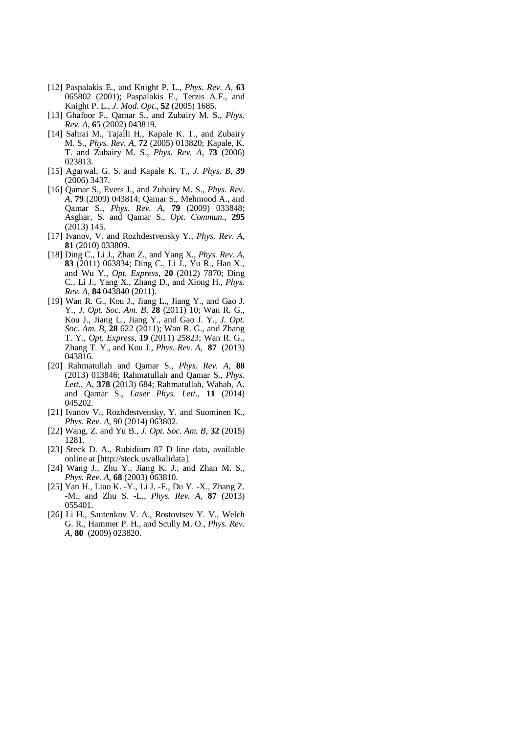[12] Paspalakis E., and Knight P. L., *Phys. Rev. A*, **63** 065802 (2001); Paspalakis E., Terzis A.F., and Knight P. L., *J. Mod. Opt.*, **52** (2005) 1685.

[13] Ghafoor F., Qamar S., and Zubairy M. S., *Phys. Rev. A*, **65** (2002) 043819.

[14] Sahrai M., Tajalli H., Kapale K. T., and Zubairy M. S., *Phys. Rev. A*, **72** (2005) 013820; Kapale, K. T. and Zubairy M. S., *Phys. Rev. A*, **73** (2006) 023813.

[15] Agarwal, G. S. and Kapale K. T., *J. Phys. B*, **39** (2006) 3437.

[16] Qamar S., Evers J., and Zubairy M. S., *Phys. Rev. A*, **79** (2009) 043814; Qamar S., Mehmood A., and Qamar S., *Phys. Rev. A*, **79** (2009) 033848; Asghar, S. and Qamar S., *Opt. Commun.*, **295** (2013) 145.

[17] Ivanov, V. and Rozhdestvensky Y., *Phys. Rev. A*, **81** (2010) 033809.

[18] Ding C., Li J., Zhan Z., and Yang X., *Phys. Rev. A*, **83** (2011) 063834; Ding C., Li J., Yu R., Hao X., and Wu Y., *Opt. Express*, **20** (2012) 7870; Ding C., Li J., Yang X., Zhang D., and Xiong H., *Phys. Rev. A*, **84** 043840 (2011).

[19] Wan R. G., Kou J., Jiang L., Jiang Y., and Gao J. Y., *J. Opt. Soc. Am. B*, **28** (2011) 10; Wan R. G., Kou J., Jiang L., Jiang Y., and Gao J. Y., *J. Opt. Soc. Am. B*, **28** 622 (2011); Wan R. G., and Zhang T. Y., *Opt. Express*, **19** (2011) 25823; Wan R. G., Zhang T. Y., and Kou J., *Phys. Rev. A*, **87** (2013) 043816.

[20] Rahmatullah and Qamar S., *Phys. Rev. A*, **88** (2013) 013846; Rahmatullah and Qamar S., *Phys. Lett.*, A, **378** (2013) 684; Rahmatullah, Wahab, A. and Qamar S., *Laser Phys. Lett*., **11** (2014) 045202.

[21] Ivanov V., Rozhdestvensky, Y. and Suominen K., *Phys. Rev. A*, 90 (2014) 063802.

[22] Wang, Z. and Yu B., *J. Opt. Soc. Am. B*, **32** (2015) 1281.

[23] Steck D. A., Rubidium 87 D line data, available online at [http://steck.us/alkalidata].

[24] Wang J., Zhu Y., Jiang K. J., and Zhan M. S., *Phys. Rev. A*, **68** (2003) 063810.

[25] Yan H., Liao K. -Y., Li J. -F., Du Y. -X., Zhang Z. -M., and Zhu S. -L., *Phys. Rev. A*, **87** (2013) 055401.

[26] Li H., Sautenkov V. A., Rostovtsev Y. V., Welch G. R., Hammer P. H., and Scully M. O., *Phys. Rev. A*, **80** (2009) 023820.